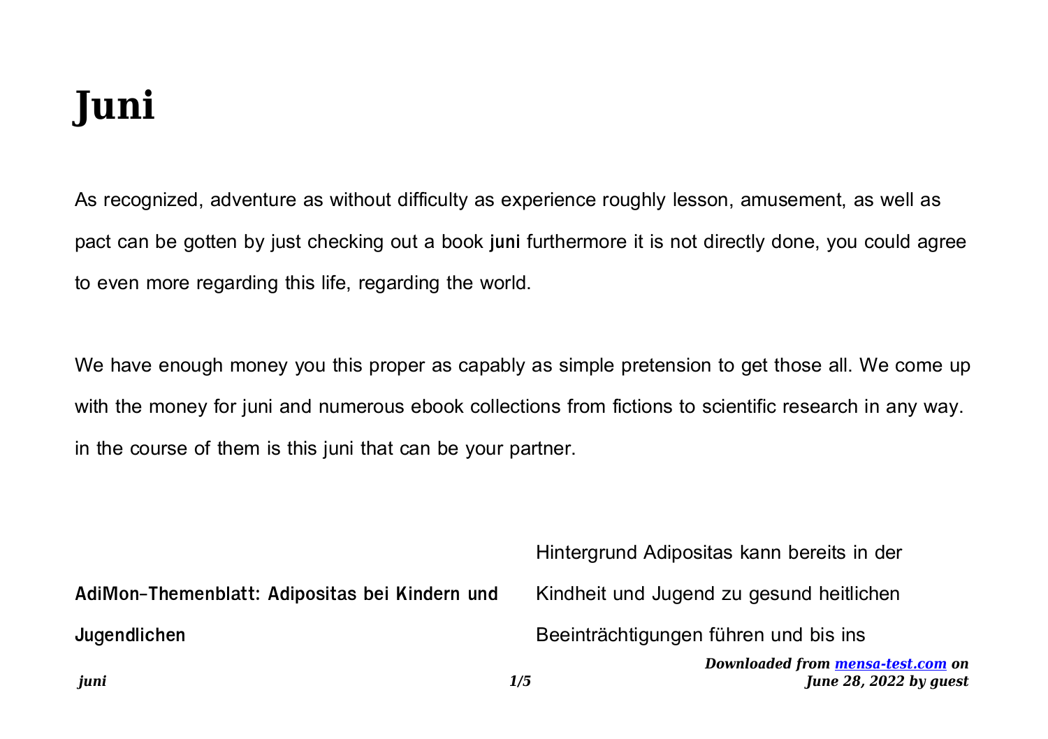# Juni

As recognized, adventure as without difficulty as experience roughly lesson, amusement, as well as pact can be gotten by just checking out a book **juni** furthermore it is not directly done, you could agree to even more regarding this life, regarding the world.

We have enough money you this proper as capably as simple pretension to get those all. We come up with the money for juni and numerous ebook collections from fictions to scientific research in any way. in the course of them is this juni that can be your partner.

**AdiMon-Themenblatt: Adipositas bei Kindern und Jugendlichen**

Hintergrund Adipositas kann bereits in der Kindheit und Jugend zu gesund heitlichen Beeinträchtigungen führen und bis ins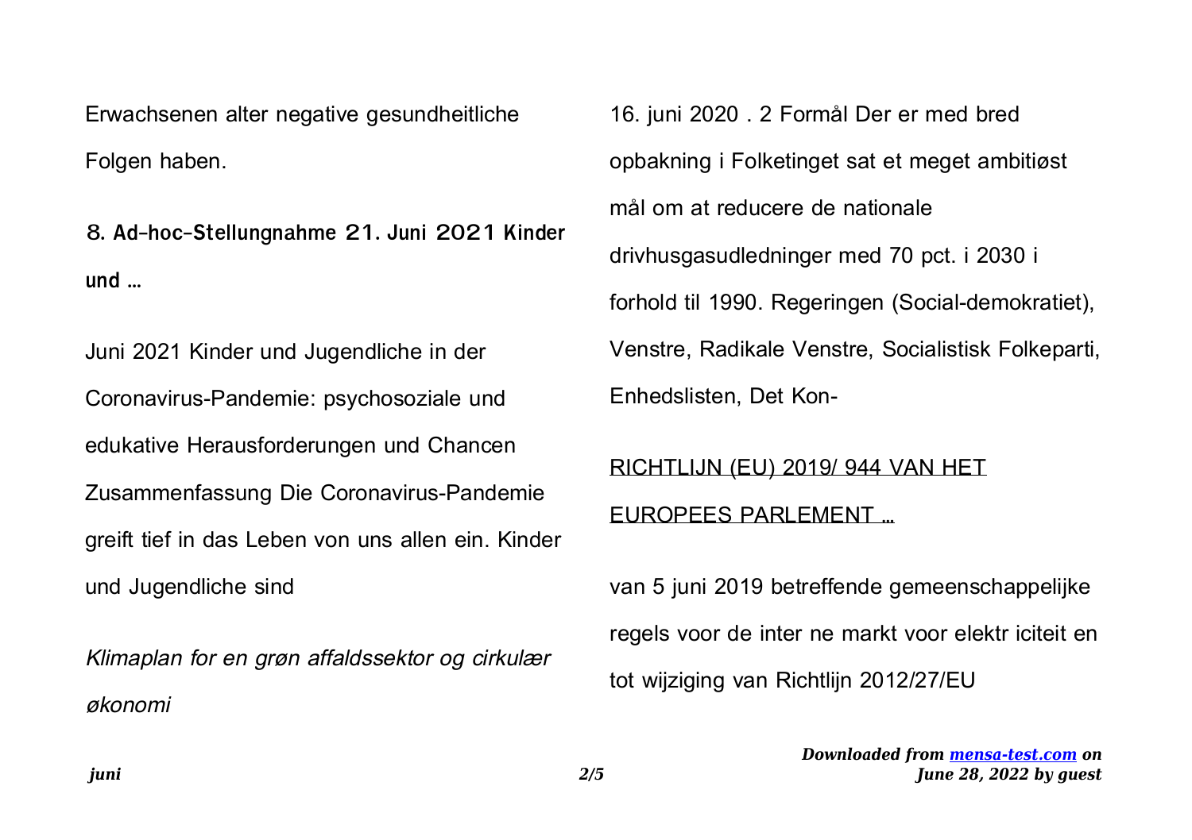Erwachsenen alter negative gesundheitliche Folgen haben.

## 8. Ad-hoc-Stellungnahme 21. Juni 2021 Kinder und ...

Juni 2021 Kinder und Jugendliche in der Coronavirus-Pandemie: psychosoziale und edukative Herausforderungen und Chancen Zusammenfassung Die Coronavirus-Pandemie greift tief in das Leben von uns allen ein. Kinder und Jugendliche sind

*Klimaplan for en grøn affaldssektor og cirkulær økonomi*

16. juni 2020 . 2 Formål Der er med bred opbakning i Folketinget sat et meget ambitiøst mål om at reducere de nationale drivhusgasudledninger med 70 pct. i 2030 i forhold til 1990. Regeringen (Social-demokratiet), Venstre, Radikale Venstre, Socialistisk Folkeparti, Enhedslisten, Det Kon-

RICHTLIJN (EU) 2019/ 944 VAN HET EUROPEES PARLEMENT ...

van 5 juni 2019 betreffende gemeenschappelijke regels voor de inter ne markt voor elektr iciteit en tot wijziging van Richtlijn 2012/27/EU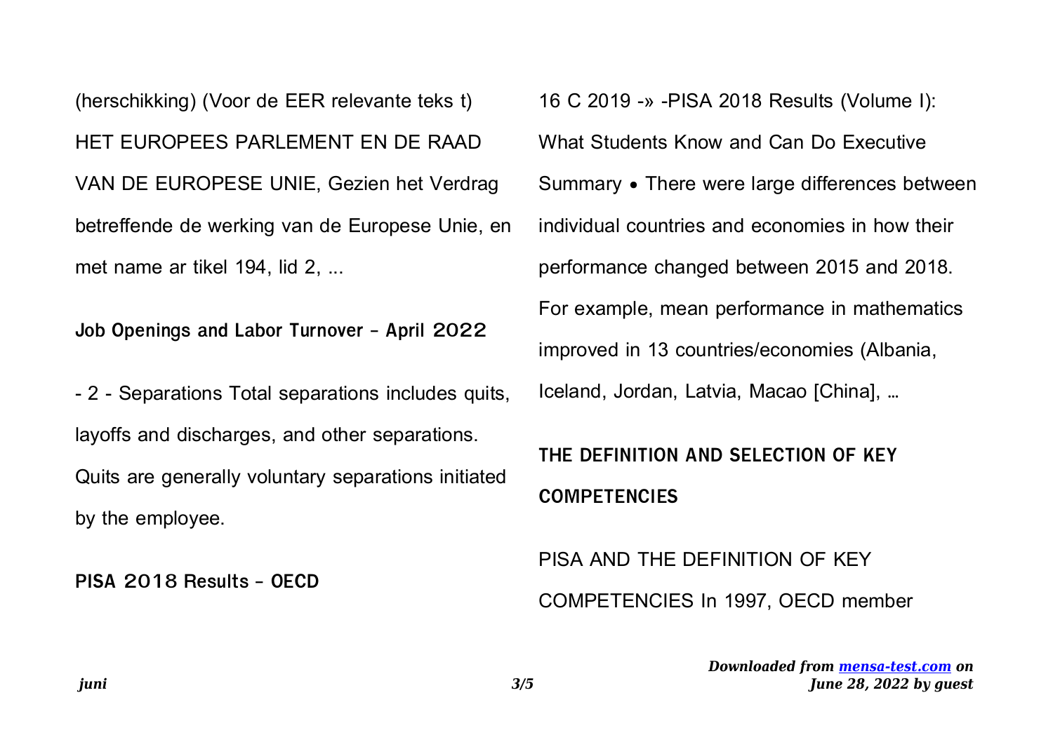(herschikking) (Voor de EER relevante teks t) HET EUROPEES PARLEMENT EN DE RAAD VAN DE EUROPESE UNIE, Gezien het Verdrag betreffende de werking van de Europese Unie, en met name ar tikel 194, lid 2, ...

**Job Openings and Labor Turnover - April 2022**

- 2 - Separations Total separations includes quits, layoffs and discharges, and other separations. Quits are generally voluntary separations initiated by the employee.

**PISA 2018 Results - OECD**

16 C 2019 -» -PISA 2018 Results (Volume I): What Students Know and Can Do Executive Summary • There were large differences between individual countries and economies in how their performance changed between 2015 and 2018. For example, mean performance in mathematics improved in 13 countries/economies (Albania, Iceland, Jordan, Latvia, Macao [China], …

**THE DEFINITION AND SELECTION OF KEY COMPETENCIES**

PISA AND THE DEFINITION OF KEY COMPETENCIES In 1997, OECD member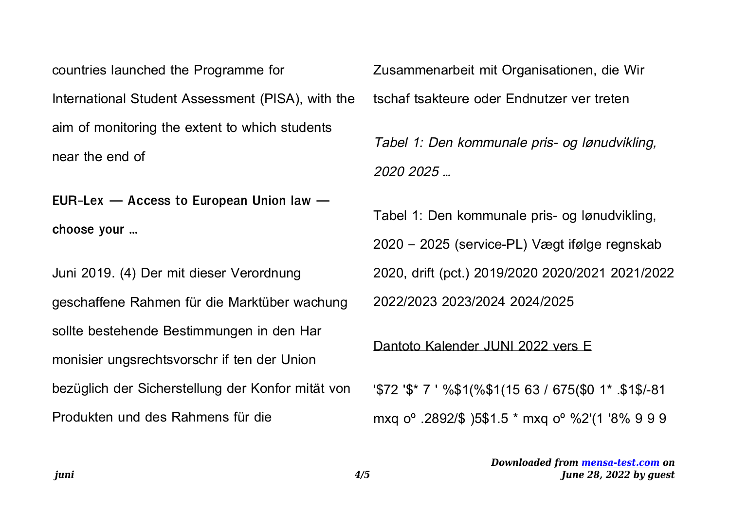countries launched the Programme for International Student Assessment (PISA), with the aim of monitoring the extent to which students near the end of

**EUR-Lex — Access to European Union law — choose your …**

Juni 2019. (4) Der mit dieser Verordnung geschaffene Rahmen für die Marktüber wachung sollte bestehende Bestimmungen in den Har monisier ungsrechtsvorschr if ten der Union bezüglich der Sicherstellung der Konfor mität von Produkten und des Rahmens für die Zusammenarbeit mit Organisationen, die Wir tschaf tsakteure oder Endnutzer ver treten

*Tabel 1: Den kommunale pris- og lønudvikling, 2020 2025 …*

Tabel 1: Den kommunale pris- og lønudvikling, 2020 – 2025 (service-PL) Vægt ifølge regnskab 2020, drift (pct.) 2019/2020 2020/2021 2021/2022 2022/2023 2023/2024 2024/2025

Dantoto Kalender JUNI 2022 vers E

'$72 '$* 7 ' %$1(%$1(15 63 / 675($0 1* .$1$/-81 mxq oº .2892/$ )5$1.5 * mxq oº %2'(1 '8% 9 9 9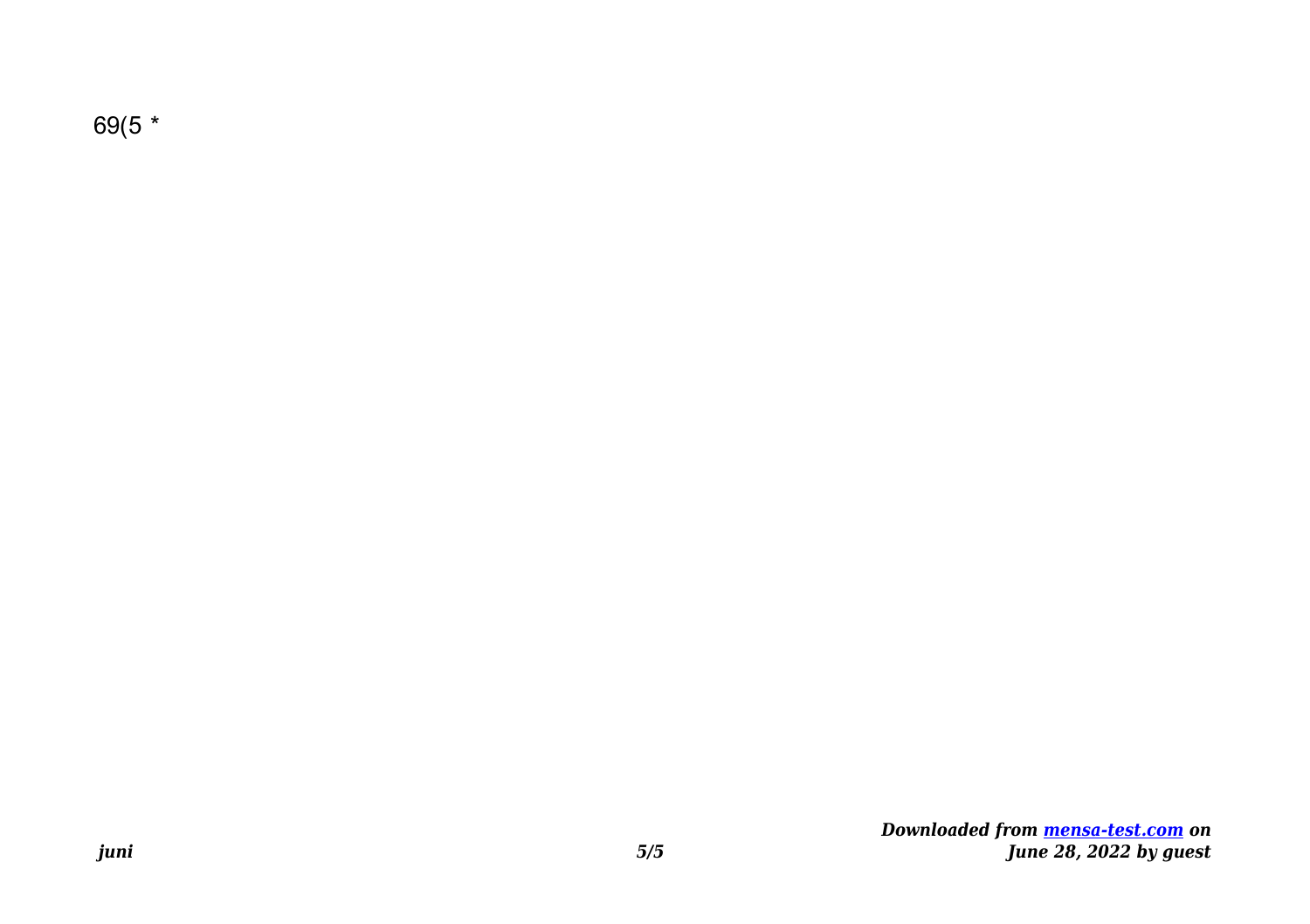69(5 *